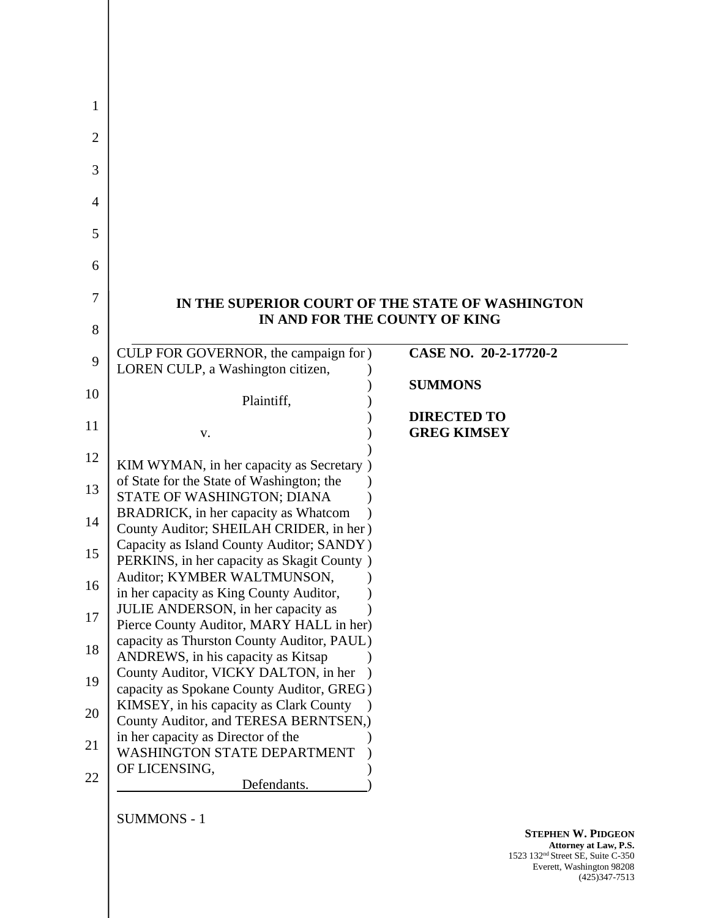**IN THE SUPERIOR COURT OF THE STATE OF WASHINGTON**
**IN AND FOR THE COUNTY OF KING**

| | |
|---|---|
| CULP FOR GOVERNOR, the campaign for LOREN CULP, a Washington citizen,<br><br>Plaintiff,<br><br>v.<br><br>KIM WYMAN, in her capacity as Secretary of State for the State of Washington; the STATE OF WASHINGTON; DIANA BRADRICK, in her capacity as Whatcom County Auditor; SHEILAH CRIDER, in her Capacity as Island County Auditor; SANDY PERKINS, in her capacity as Skagit County Auditor; KYMBER WALTMUNSON, in her capacity as King County Auditor, JULIE ANDERSON, in her capacity as Pierce County Auditor, MARY HALL in her capacity as Thurston County Auditor, PAUL ANDREWS, in his capacity as Kitsap County Auditor, VICKY DALTON, in her capacity as Spokane County Auditor, GREG KIMSEY, in his capacity as Clark County County Auditor, and TERESA BERNTSEN, in her capacity as Director of the WASHINGTON STATE DEPARTMENT OF LICENSING,<br><br>Defendants. | **CASE NO. 20-2-17720-2**<br><br>**SUMMONS**<br><br>**DIRECTED TO GREG KIMSEY** |

SUMMONS - 1

**STEPHEN W. PIDGEON**
**Attorney at Law, P.S.**
1523 132nd Street SE, Suite C-350
Everett, Washington 98208
(425)347-7513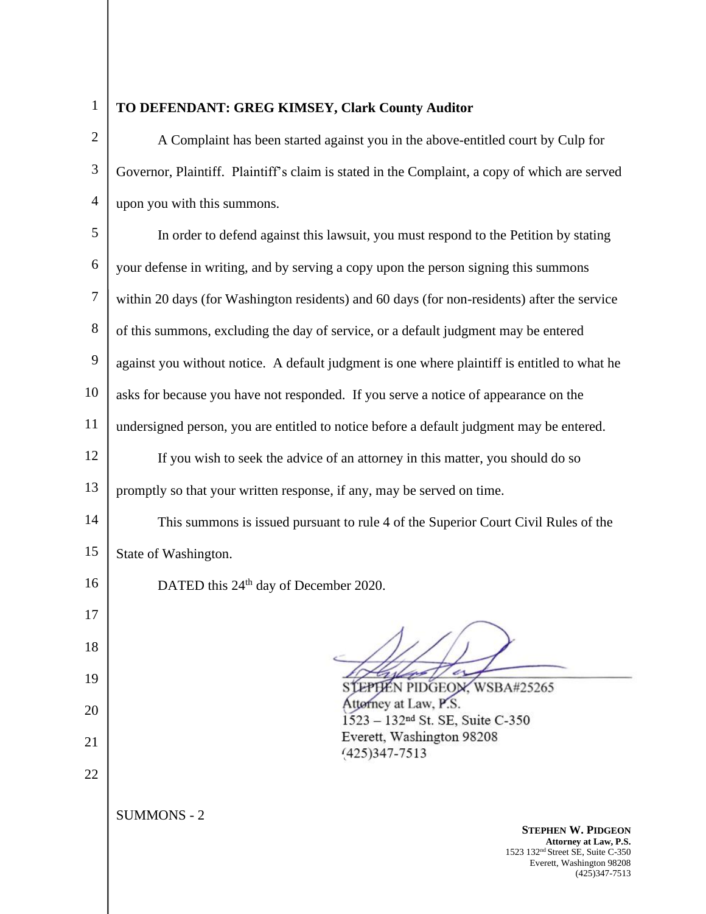**TO DEFENDANT: GREG KIMSEY, Clark County Auditor**

A Complaint has been started against you in the above-entitled court by Culp for Governor, Plaintiff. Plaintiff's claim is stated in the Complaint, a copy of which are served upon you with this summons.

In order to defend against this lawsuit, you must respond to the Petition by stating your defense in writing, and by serving a copy upon the person signing this summons within 20 days (for Washington residents) and 60 days (for non-residents) after the service of this summons, excluding the day of service, or a default judgment may be entered against you without notice. A default judgment is one where plaintiff is entitled to what he asks for because you have not responded. If you serve a notice of appearance on the undersigned person, you are entitled to notice before a default judgment may be entered.

If you wish to seek the advice of an attorney in this matter, you should do so promptly so that your written response, if any, may be served on time.

This summons is issued pursuant to rule 4 of the Superior Court Civil Rules of the State of Washington.

DATED this 24th day of December 2020.

STEPHEN PIDGEON, WSBA#25265
Attorney at Law, P.S.
1523 – 132nd St. SE, Suite C-350
Everett, Washington 98208
(425)347-7513

SUMMONS - 2

**STEPHEN W. PIDGEON**
**Attorney at Law, P.S.**
1523 132nd Street SE, Suite C-350
Everett, Washington 98208
(425)347-7513